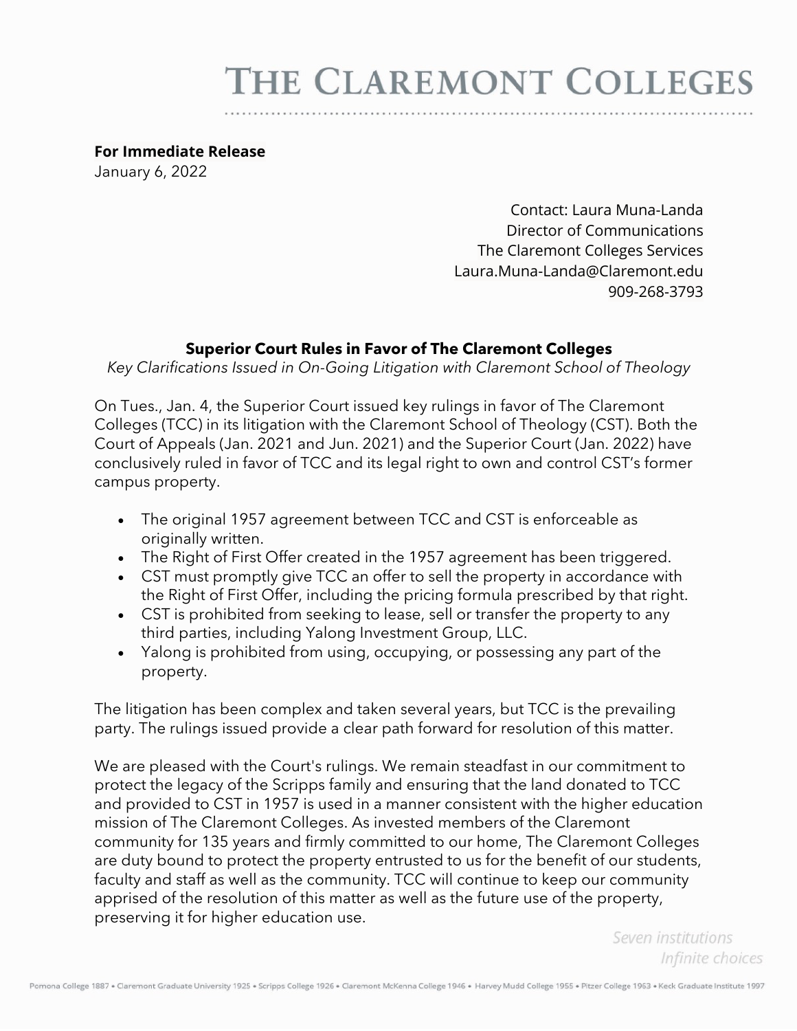# THE CLAREMONT COLLEGES

**For Immediate Release**
January 6, 2022

Contact: Laura Muna-Landa
Director of Communications
The Claremont Colleges Services
Laura.Muna-Landa@Claremont.edu
909-268-3793

**Superior Court Rules in Favor of The Claremont Colleges**

*Key Clarifications Issued in On-Going Litigation with Claremont School of Theology*

On Tues., Jan. 4, the Superior Court issued key rulings in favor of The Claremont Colleges (TCC) in its litigation with the Claremont School of Theology (CST). Both the Court of Appeals (Jan. 2021 and Jun. 2021) and the Superior Court (Jan. 2022) have conclusively ruled in favor of TCC and its legal right to own and control CST's former campus property.

- The original 1957 agreement between TCC and CST is enforceable as originally written.
- The Right of First Offer created in the 1957 agreement has been triggered.
- CST must promptly give TCC an offer to sell the property in accordance with the Right of First Offer, including the pricing formula prescribed by that right.
- CST is prohibited from seeking to lease, sell or transfer the property to any third parties, including Yalong Investment Group, LLC.
- Yalong is prohibited from using, occupying, or possessing any part of the property.

The litigation has been complex and taken several years, but TCC is the prevailing party. The rulings issued provide a clear path forward for resolution of this matter.

We are pleased with the Court's rulings. We remain steadfast in our commitment to protect the legacy of the Scripps family and ensuring that the land donated to TCC and provided to CST in 1957 is used in a manner consistent with the higher education mission of The Claremont Colleges. As invested members of the Claremont community for 135 years and firmly committed to our home, The Claremont Colleges are duty bound to protect the property entrusted to us for the benefit of our students, faculty and staff as well as the community. TCC will continue to keep our community apprised of the resolution of this matter as well as the future use of the property, preserving it for higher education use.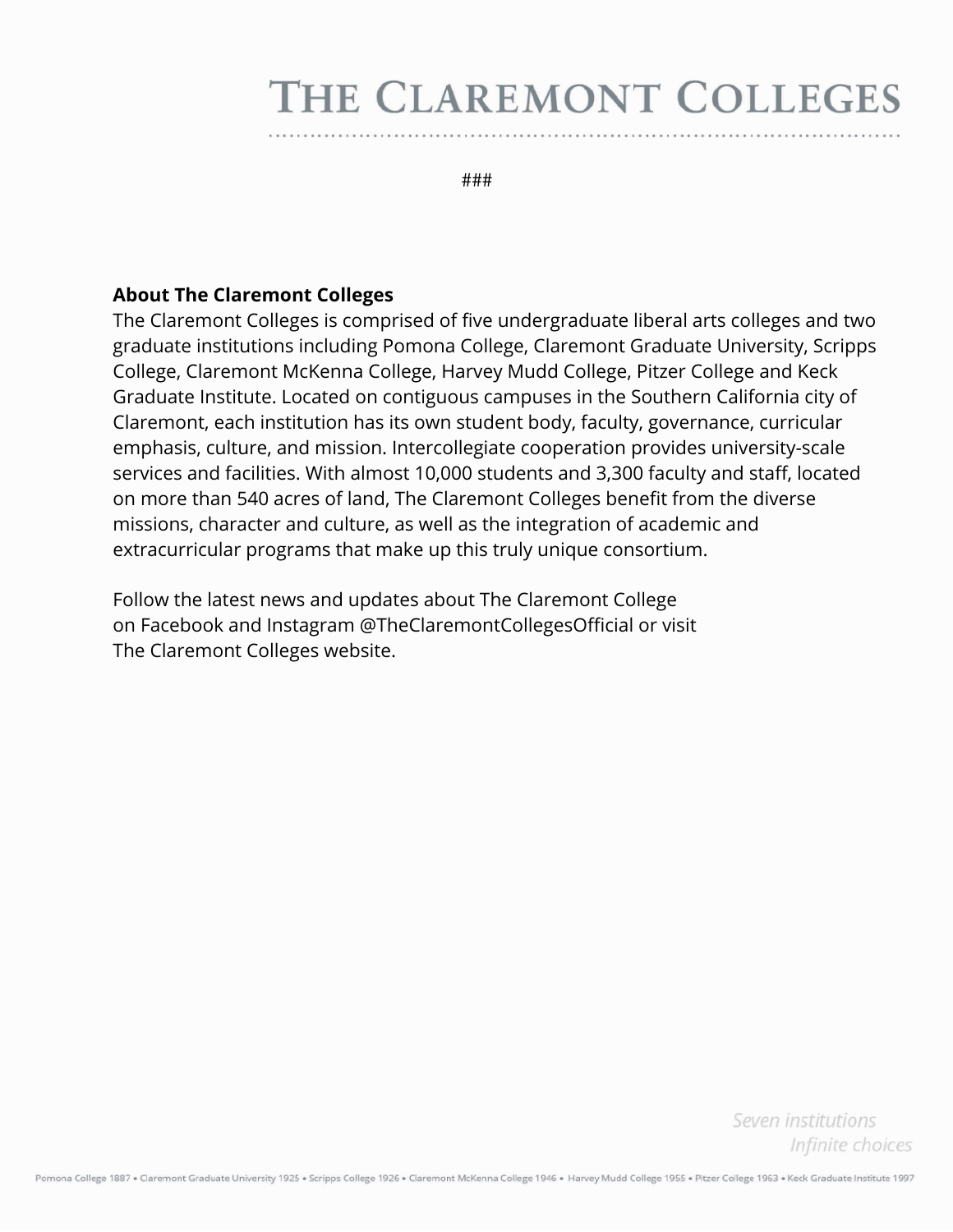###

**About The Claremont Colleges**
The Claremont Colleges is comprised of five undergraduate liberal arts colleges and two graduate institutions including Pomona College, Claremont Graduate University, Scripps College, Claremont McKenna College, Harvey Mudd College, Pitzer College and Keck Graduate Institute. Located on contiguous campuses in the Southern California city of Claremont, each institution has its own student body, faculty, governance, curricular emphasis, culture, and mission. Intercollegiate cooperation provides university-scale services and facilities. With almost 10,000 students and 3,300 faculty and staff, located on more than 540 acres of land, The Claremont Colleges benefit from the diverse missions, character and culture, as well as the integration of academic and extracurricular programs that make up this truly unique consortium.

Follow the latest news and updates about The Claremont College on Facebook and Instagram @TheClaremontCollegesOfficial or visit The Claremont Colleges website.